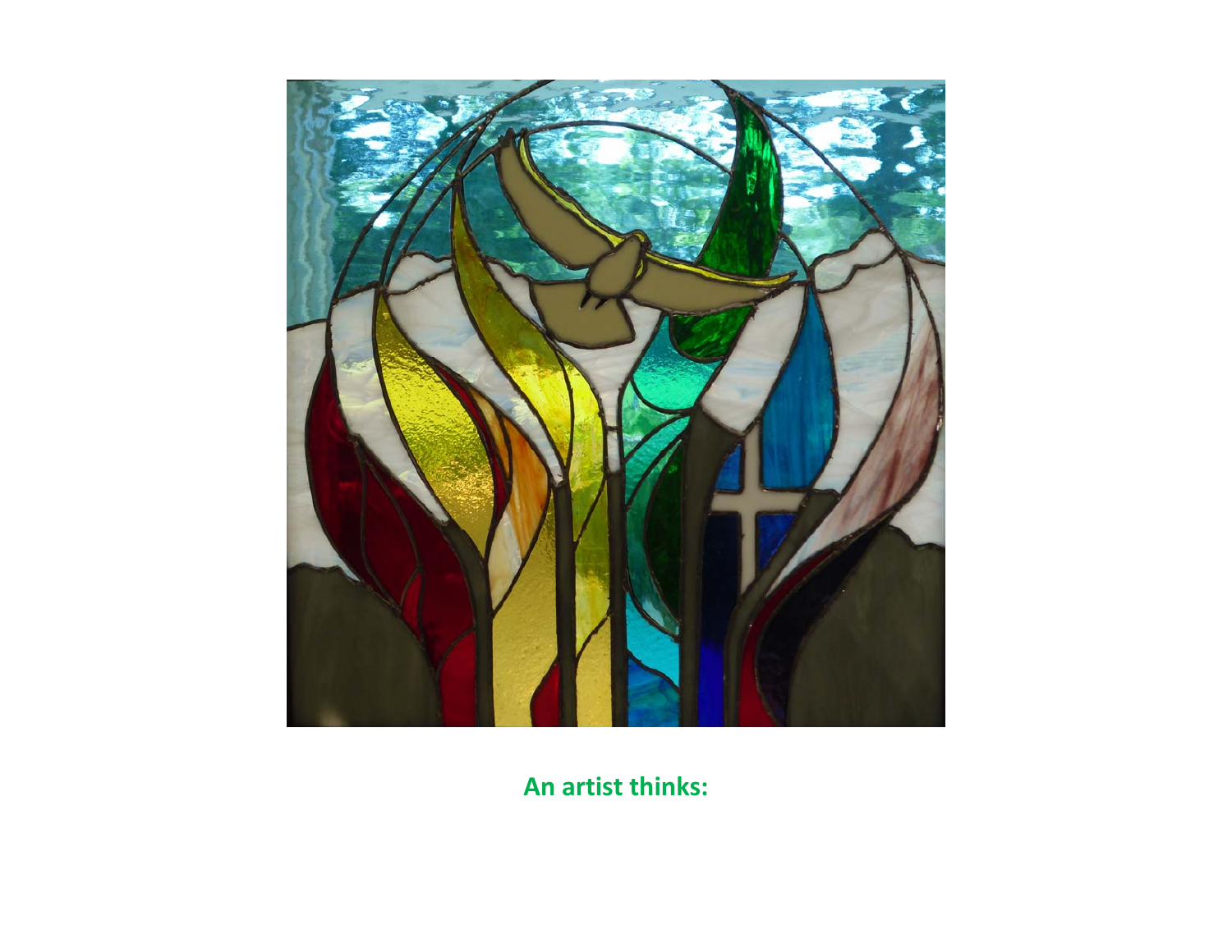**An artist thinks:**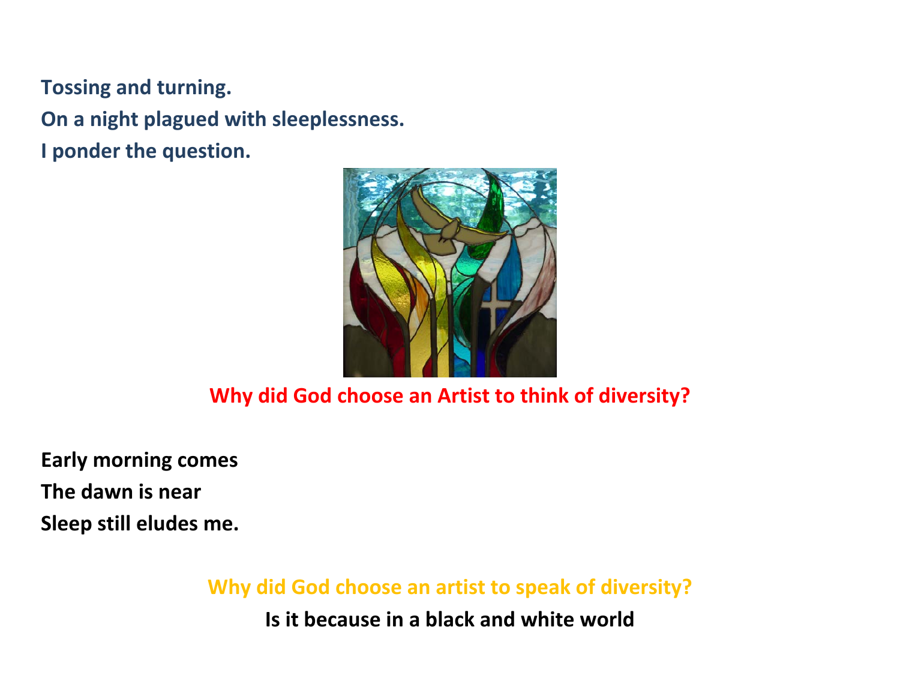**Tossing and turning.**

**On a night plagued with sleeplessness.**

**I ponder the question.**

**Why did God choose an Artist to think of diversity?**

**Early morning comes**

**The dawn is near**

**Sleep still eludes me.**

**Why did God choose an artist to speak of diversity?**

**Is it because in a black and white world**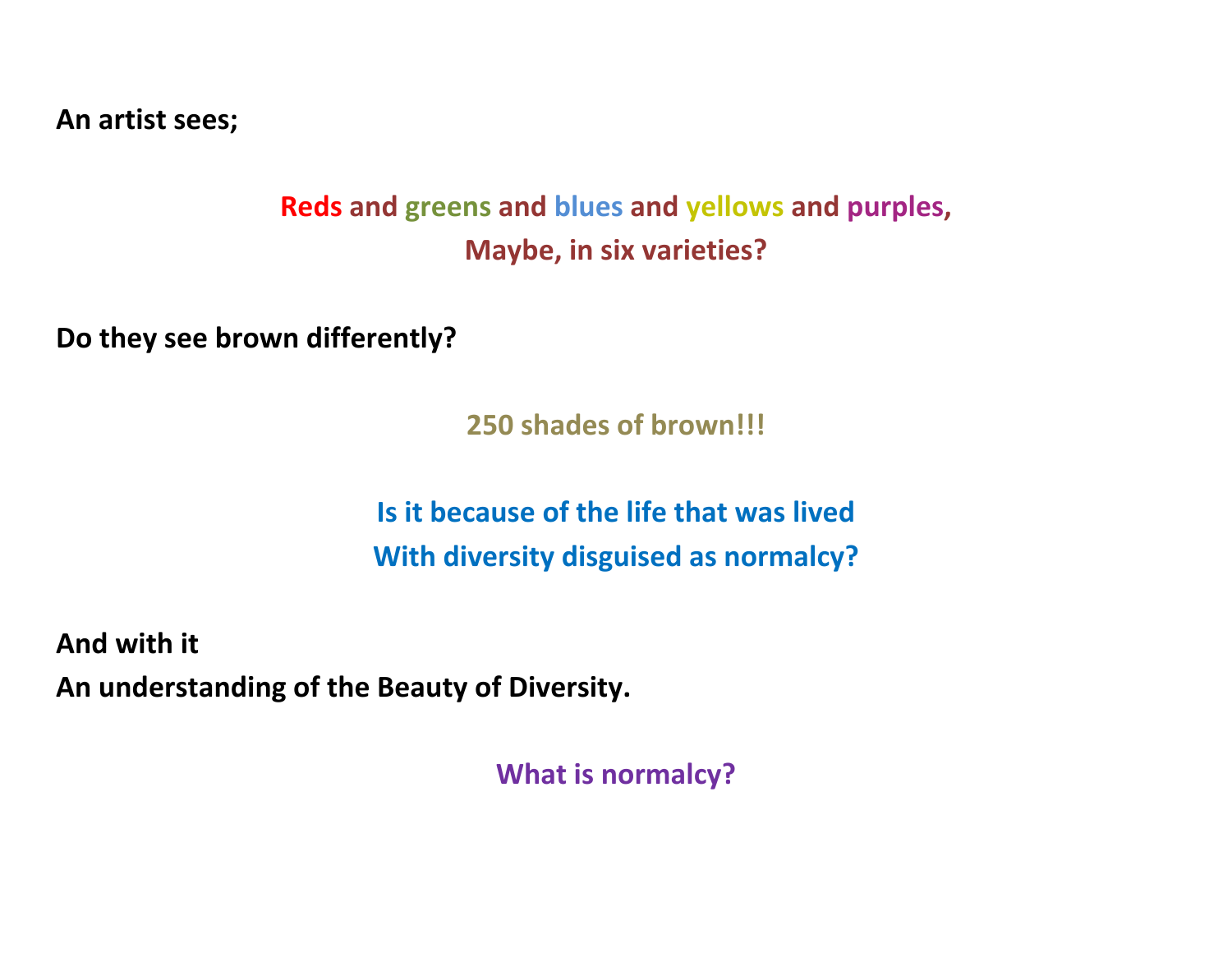**An artist sees;**

**Reds and greens and blues and yellows and purples,**
**Maybe, in six varieties?**

**Do they see brown differently?**

**250 shades of brown!!!**

**Is it because of the life that was lived**
**With diversity disguised as normalcy?**

**And with it**
**An understanding of the Beauty of Diversity.**

**What is normalcy?**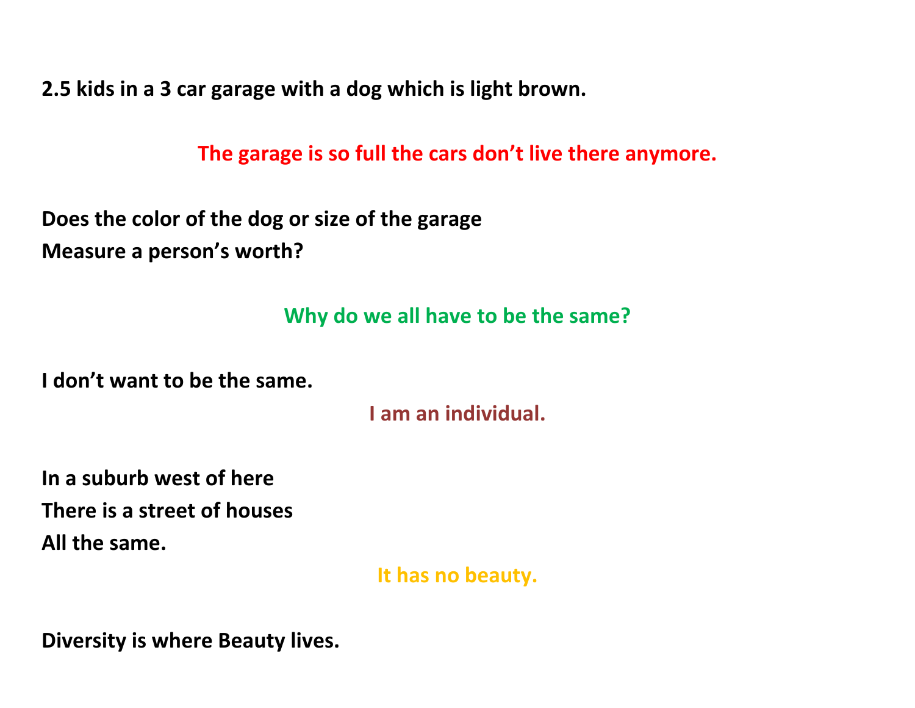**2.5 kids in a 3 car garage with a dog which is light brown.**

**The garage is so full the cars don't live there anymore.**

**Does the color of the dog or size of the garage**
**Measure a person's worth?**

**Why do we all have to be the same?**

**I don't want to be the same.**

**I am an individual.**

**In a suburb west of here**
**There is a street of houses**
**All the same.**

**It has no beauty.**

**Diversity is where Beauty lives.**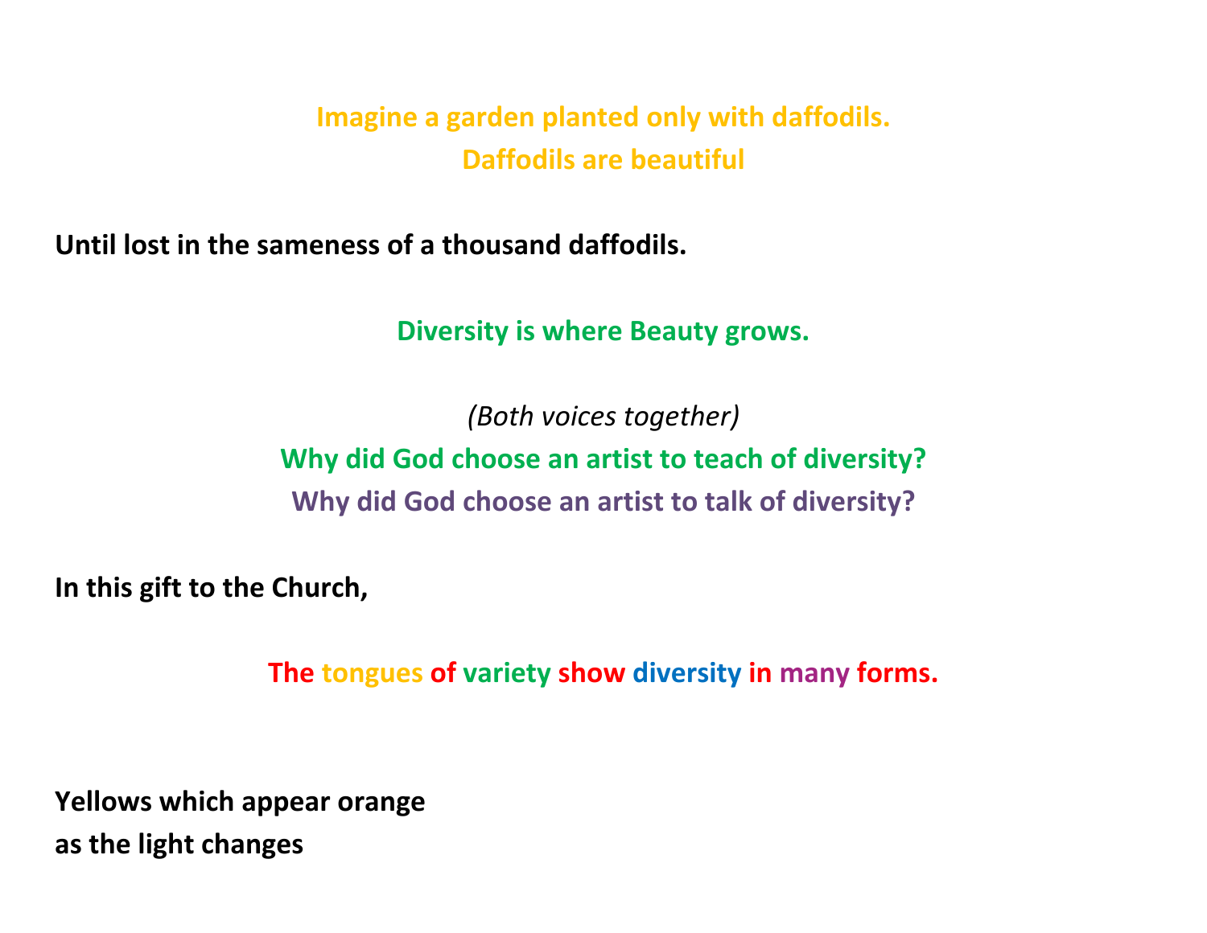**Imagine a garden planted only with daffodils.**
**Daffodils are beautiful**

**Until lost in the sameness of a thousand daffodils.**

**Diversity is where Beauty grows.**

*(Both voices together)*
**Why did God choose an artist to teach of diversity?**
**Why did God choose an artist to talk of diversity?**

**In this gift to the Church,**

**The tongues of variety show diversity in many forms.**

**Yellows which appear orange**
**as the light changes**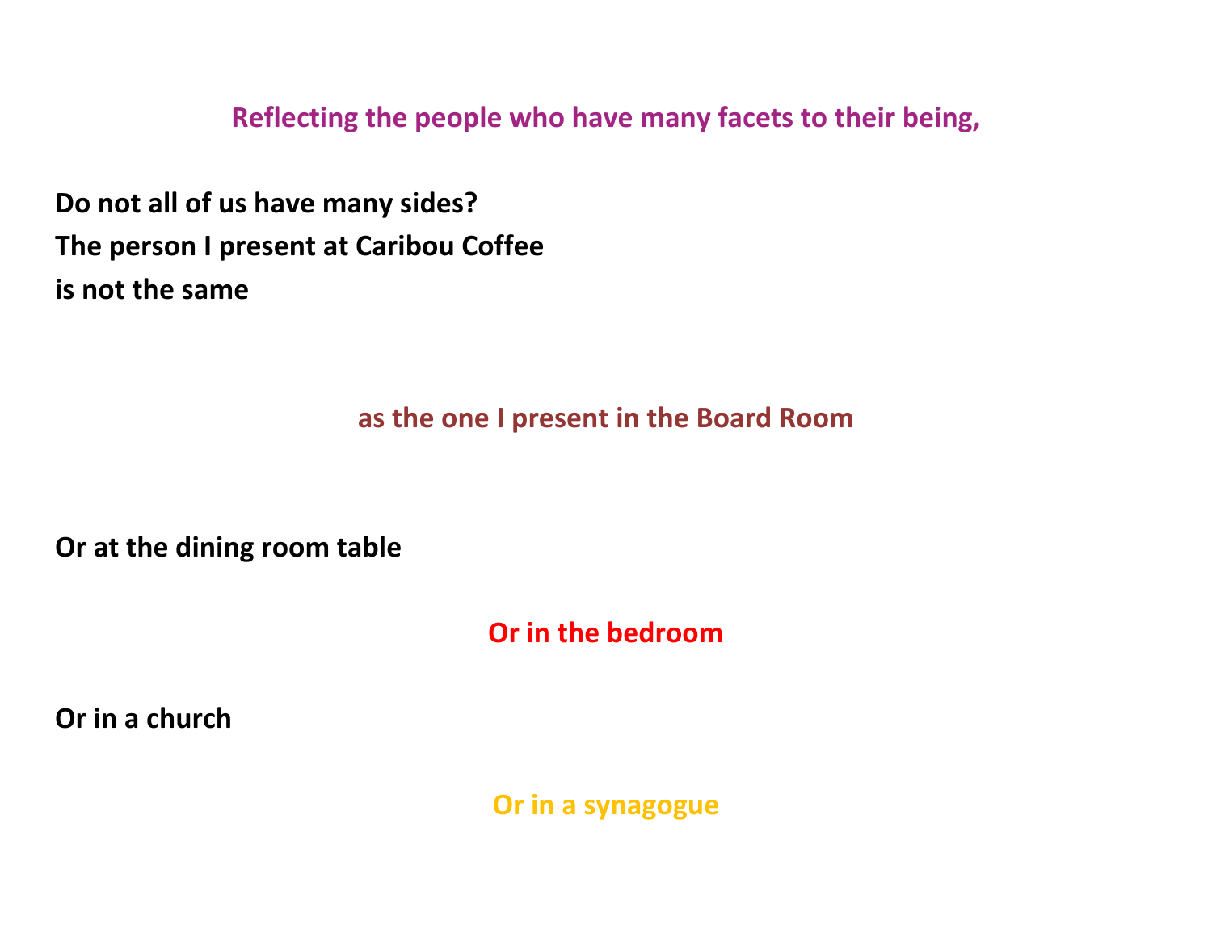**Reflecting the people who have many facets to their being,**

**Do not all of us have many sides?**
**The person I present at Caribou Coffee**
**is not the same**

**as the one I present in the Board Room**

**Or at the dining room table**

**Or in the bedroom**

**Or in a church**

**Or in a synagogue**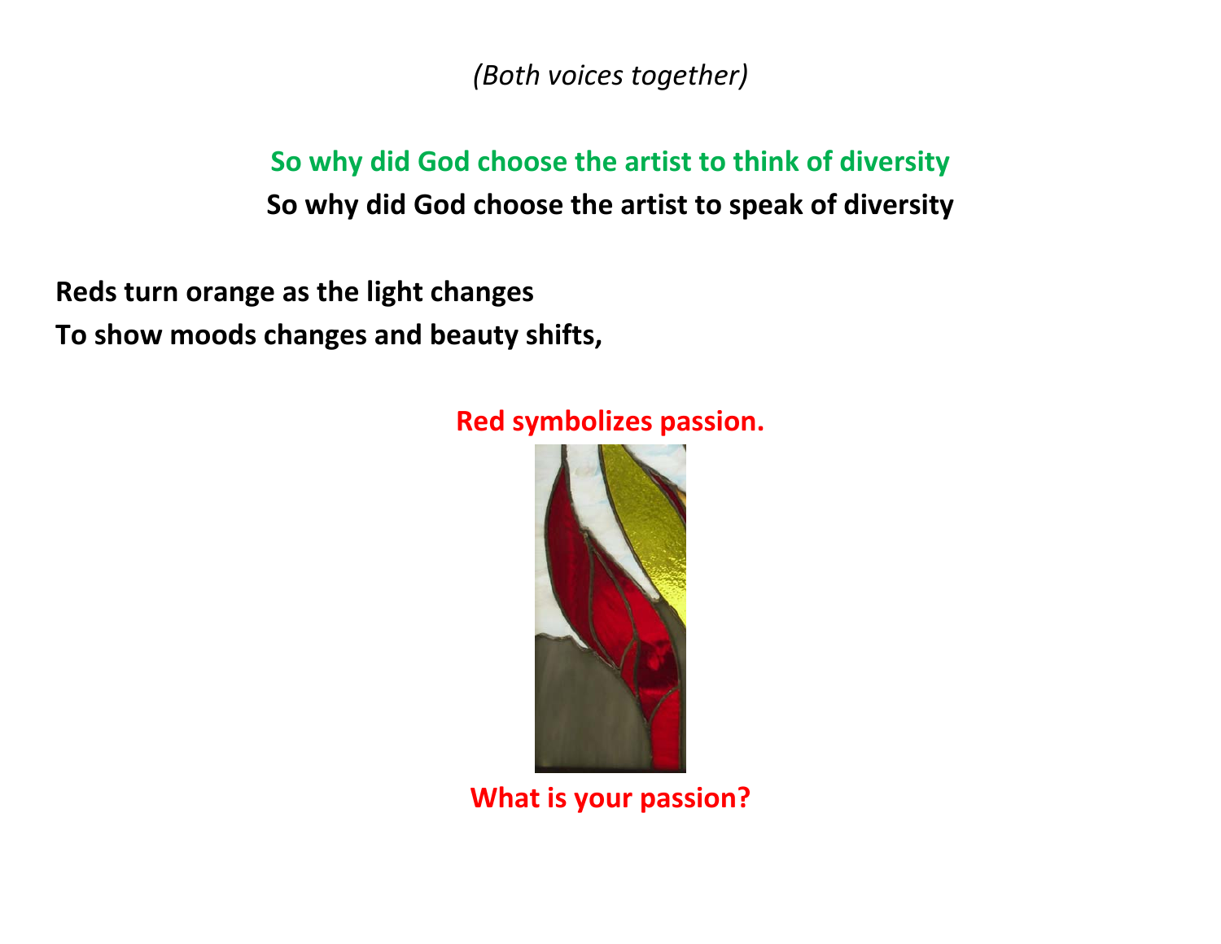*(Both voices together)*

**So why did God choose the artist to think of diversity**

**So why did God choose the artist to speak of diversity**

**Reds turn orange as the light changes**
**To show moods changes and beauty shifts,**

**Red symbolizes passion.**

**What is your passion?**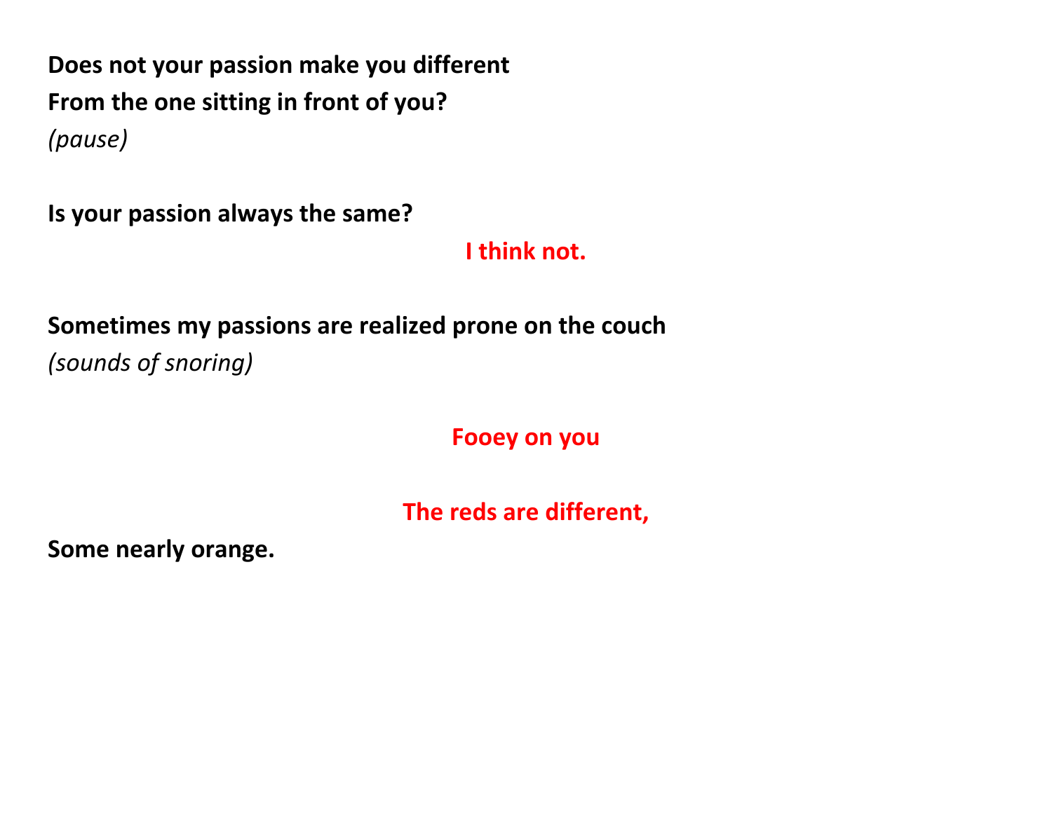**Does not your passion make you different**

**From the one sitting in front of you?**

*(pause)*

**Is your passion always the same?**

**I think not.**

**Sometimes my passions are realized prone on the couch**

*(sounds of snoring)*

**Fooey on you**

**The reds are different,**

**Some nearly orange.**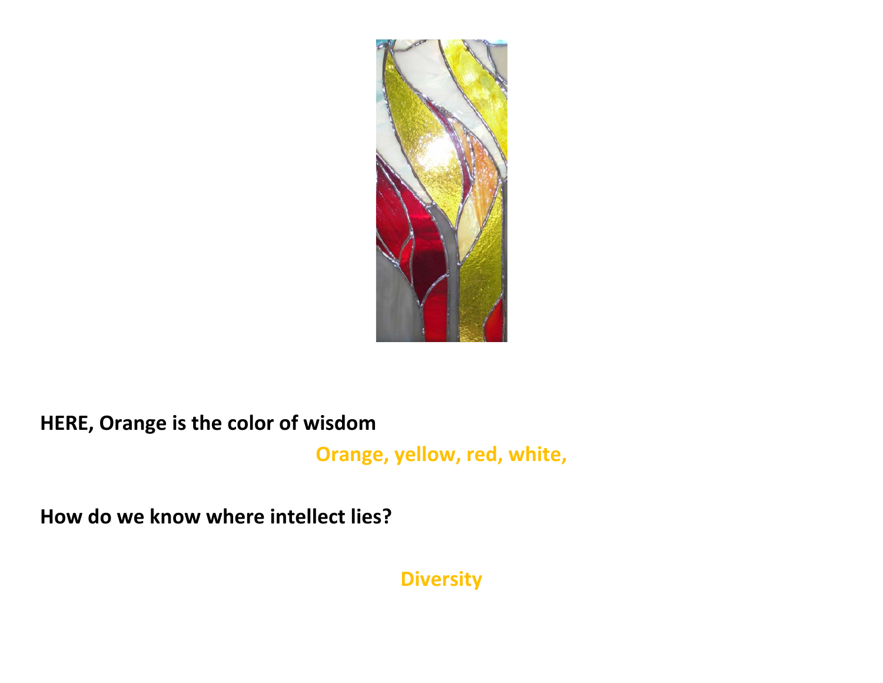**HERE, Orange is the color of wisdom**

**Orange, yellow, red, white,**

**How do we know where intellect lies?**

**Diversity**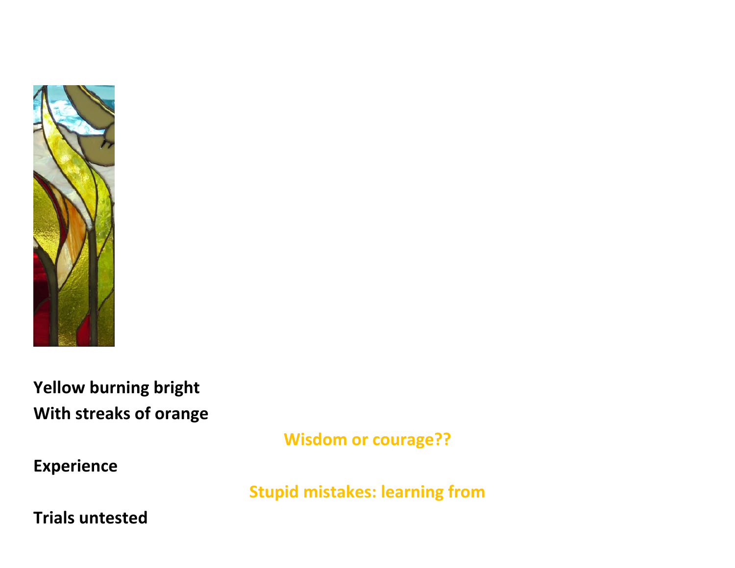**Yellow burning bright**

**With streaks of orange**

**Wisdom or courage??**

**Experience**

**Stupid mistakes: learning from**

**Trials untested**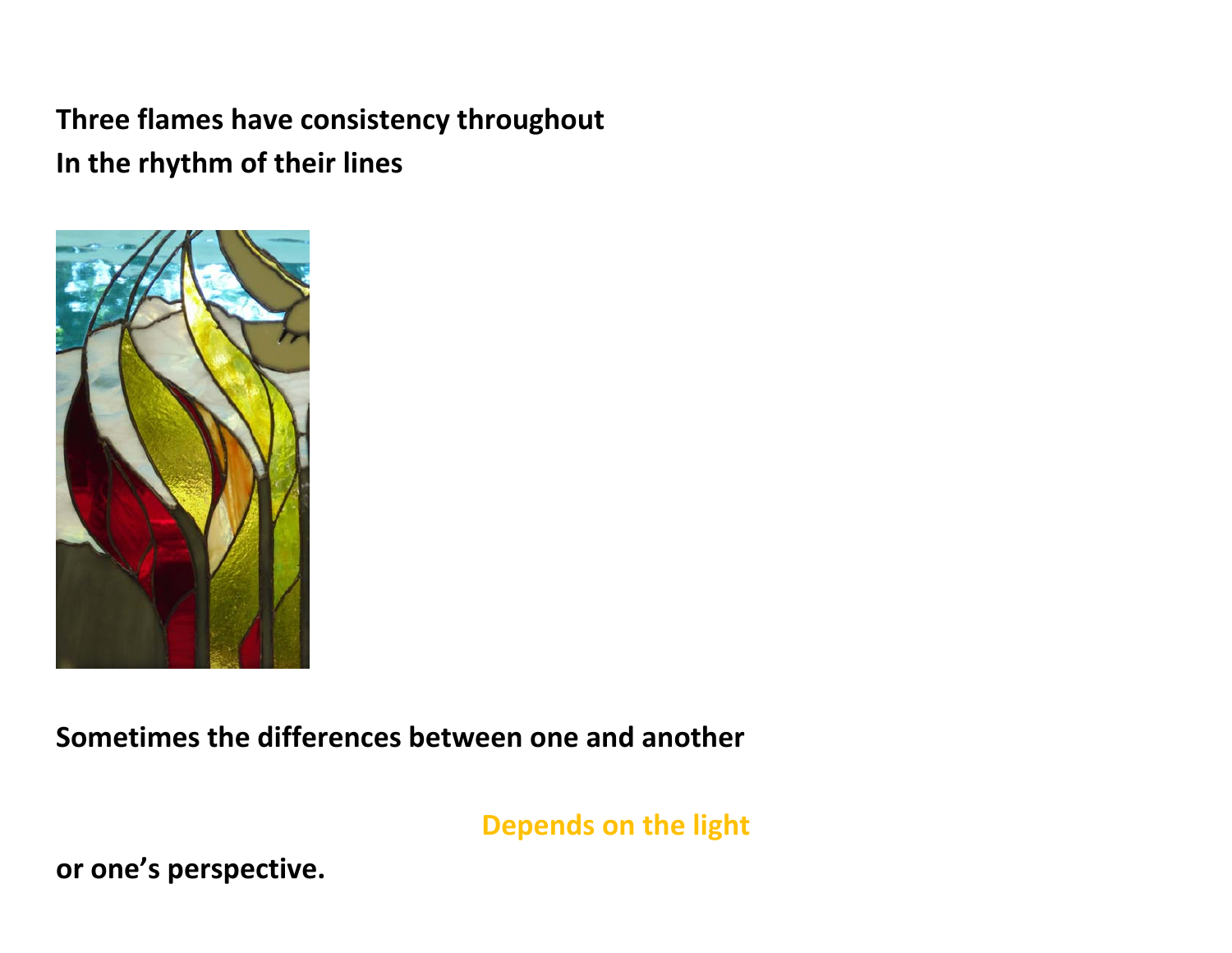**Three flames have consistency throughout**
**In the rhythm of their lines**

**Sometimes the differences between one and another**

**Depends on the light**

**or one's perspective.**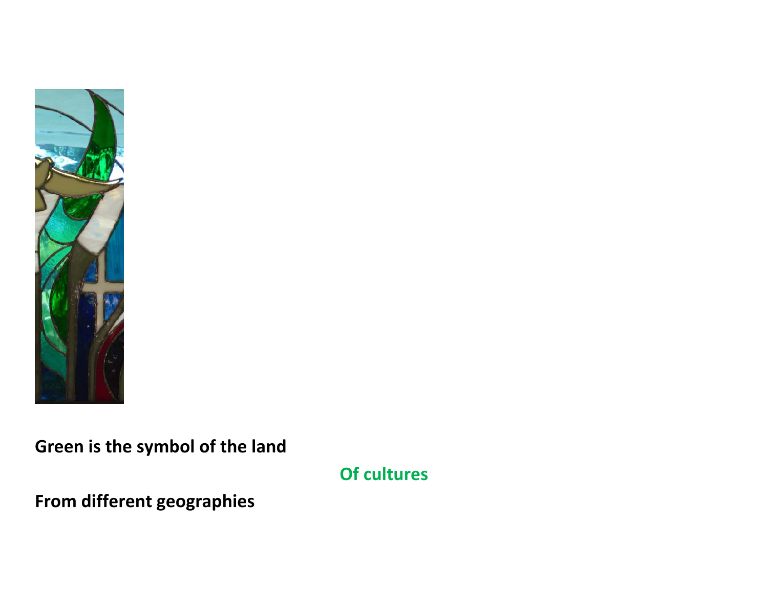**Green is the symbol of the land**

**Of cultures**

**From different geographies**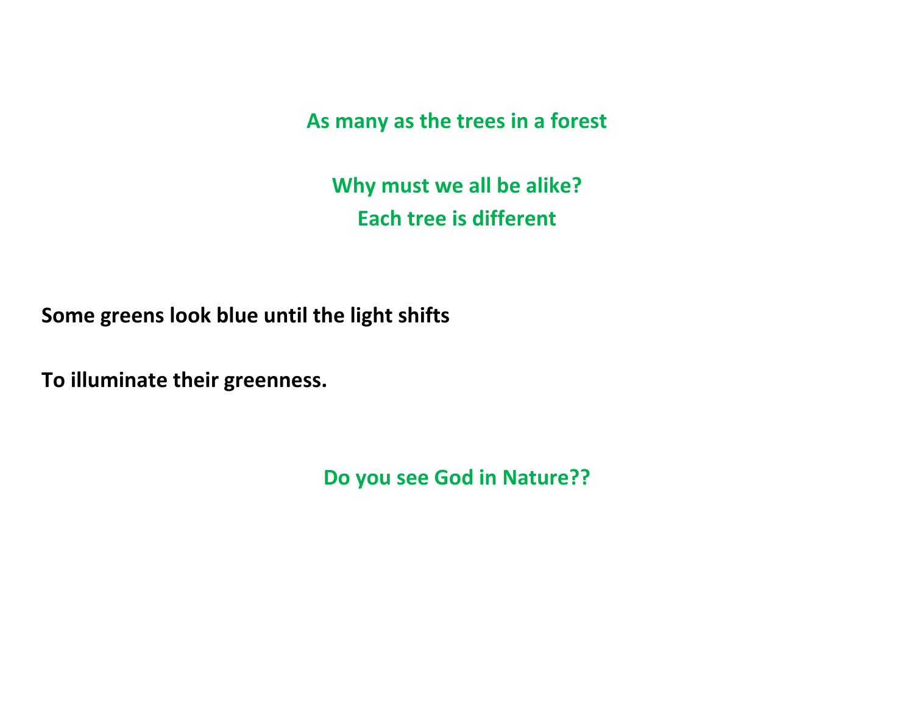**As many as the trees in a forest**

**Why must we all be alike?**
**Each tree is different**

**Some greens look blue until the light shifts**

**To illuminate their greenness.**

**Do you see God in Nature??**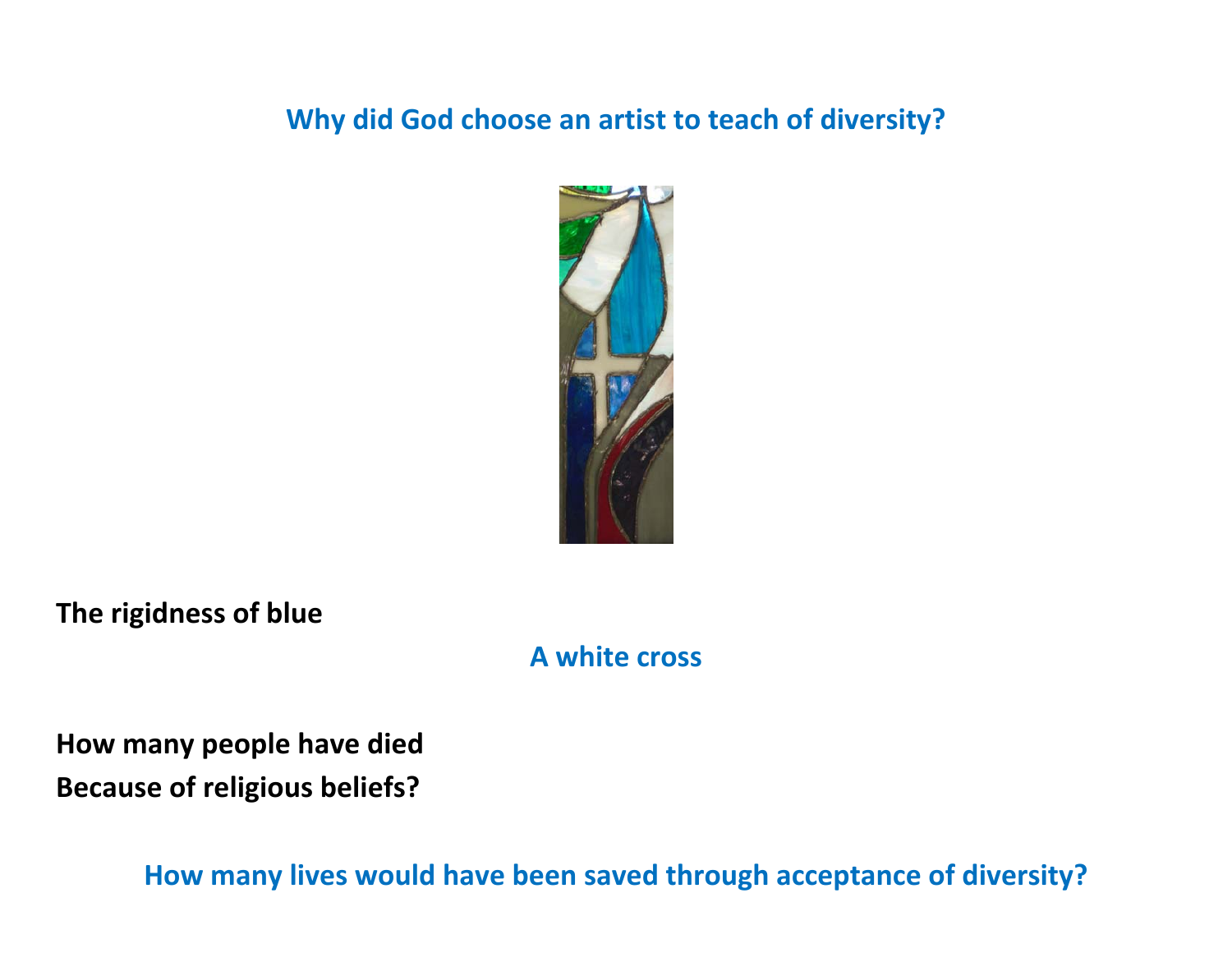**Why did God choose an artist to teach of diversity?**

**The rigidness of blue**

**A white cross**

**How many people have died**
**Because of religious beliefs?**

**How many lives would have been saved through acceptance of diversity?**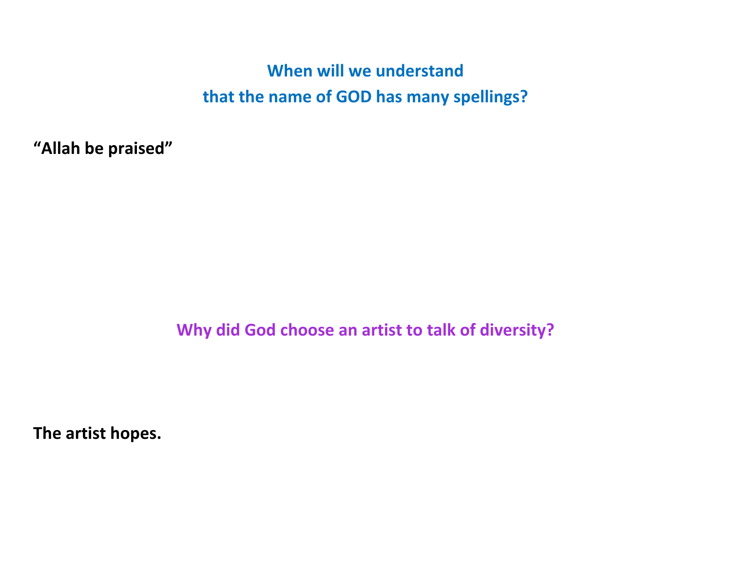**When will we understand**
**that the name of GOD has many spellings?**

**“Allah be praised”**

**Why did God choose an artist to talk of diversity?**

**The artist hopes.**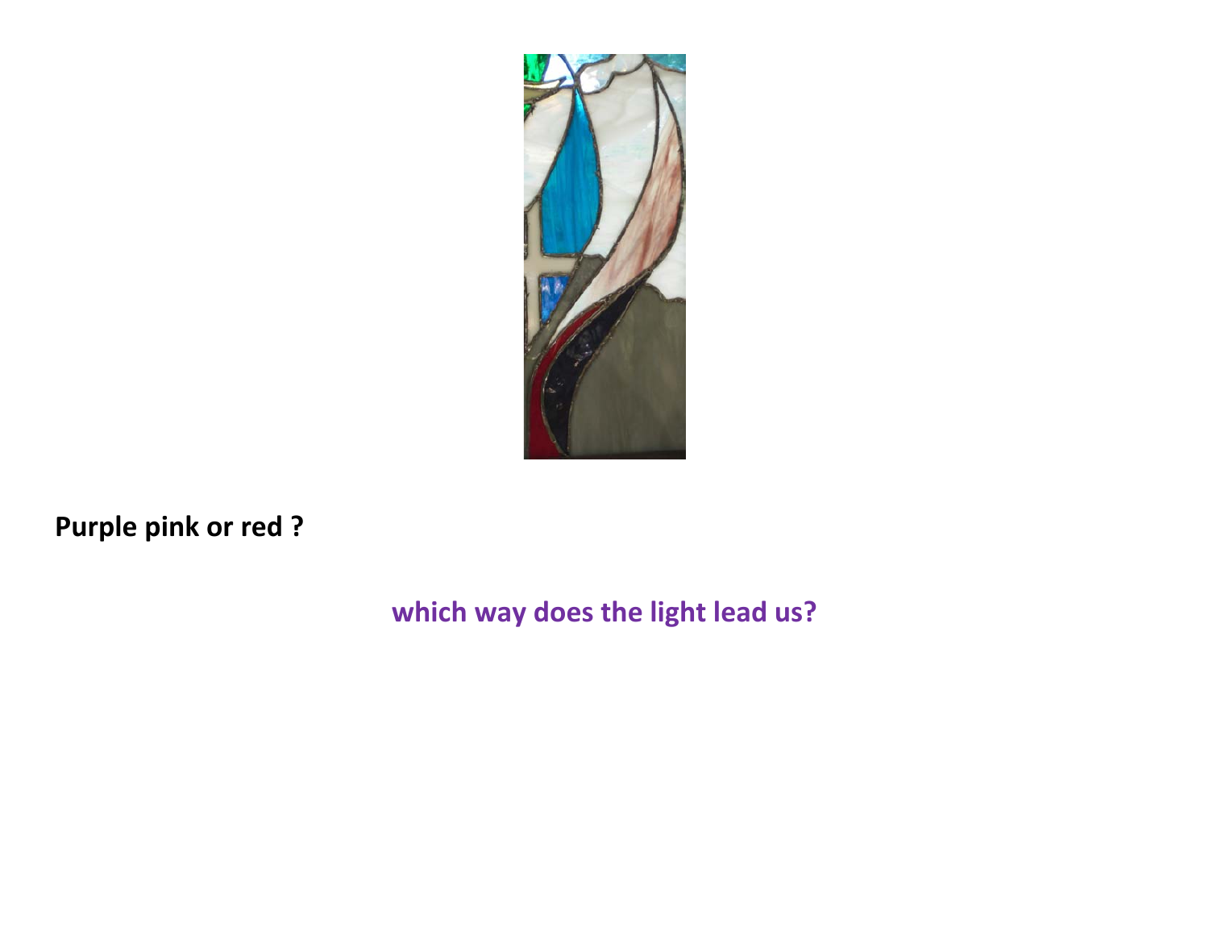**Purple pink or red ?**

**which way does the light lead us?**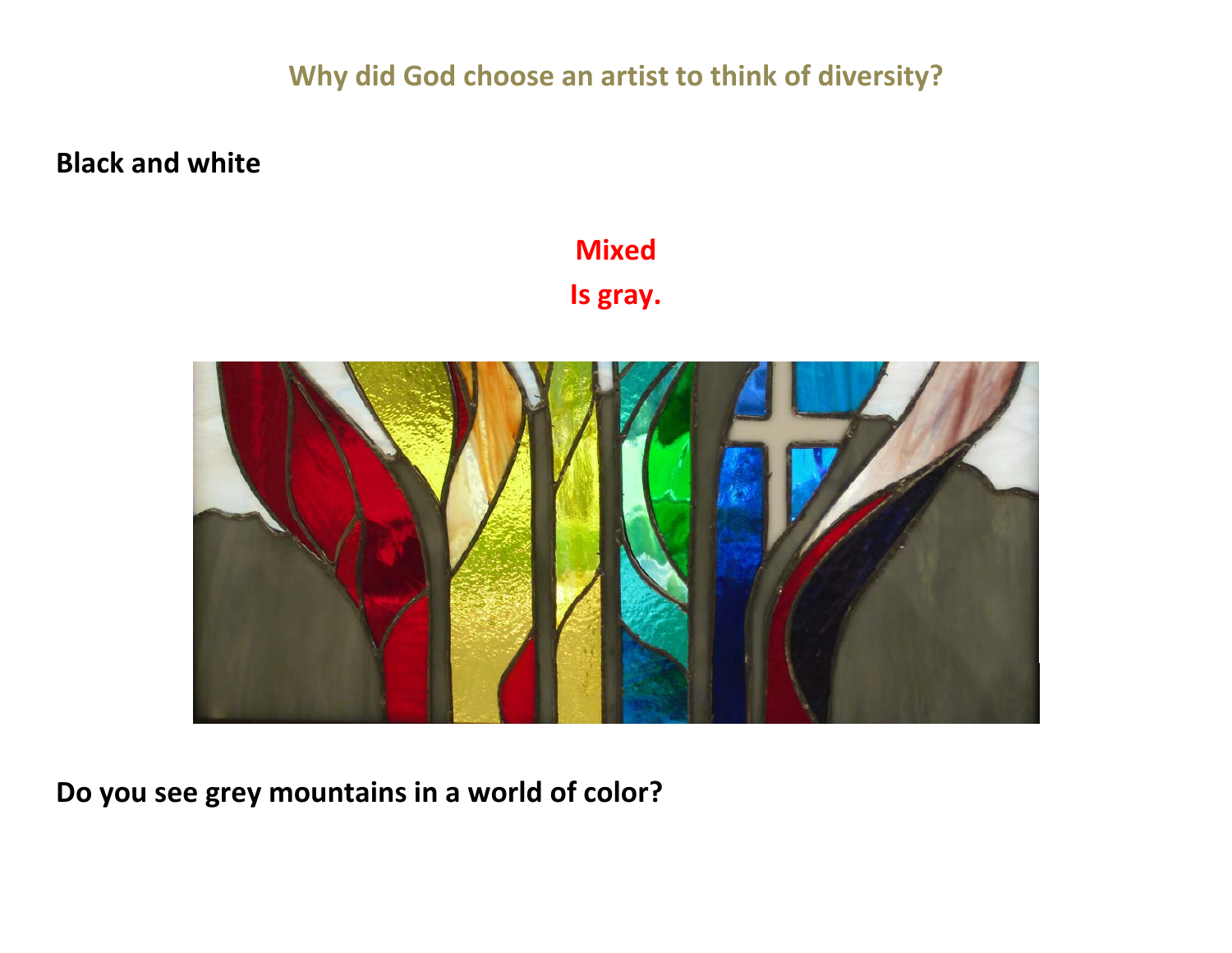## Why did God choose an artist to think of diversity?

**Black and white**

**Mixed**
**Is gray.**

**Do you see grey mountains in a world of color?**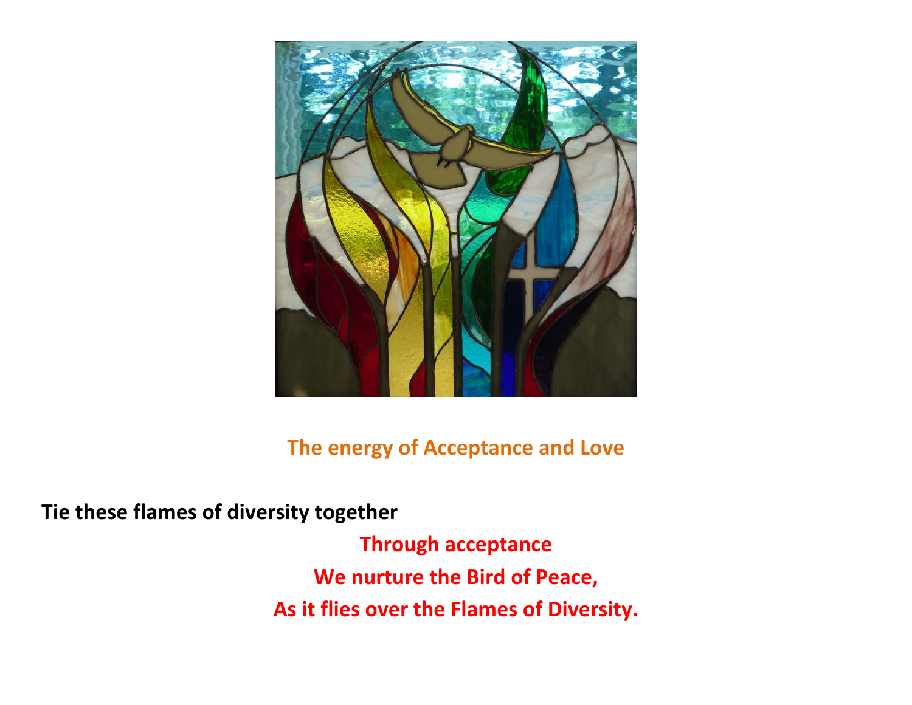The energy of Acceptance and Love

**Tie these flames of diversity together**

**Through acceptance**

**We nurture the Bird of Peace,**

**As it flies over the Flames of Diversity.**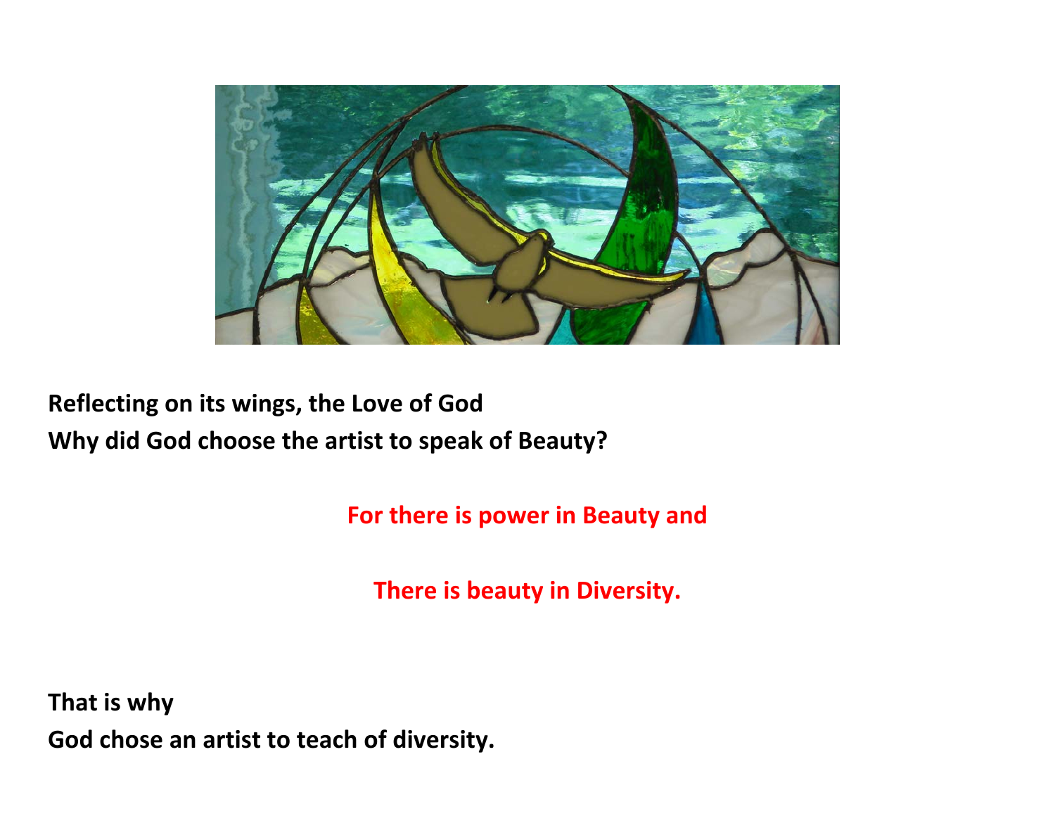**Reflecting on its wings, the Love of God**
**Why did God choose the artist to speak of Beauty?**

**For there is power in Beauty and**

**There is beauty in Diversity.**

**That is why**
**God chose an artist to teach of diversity.**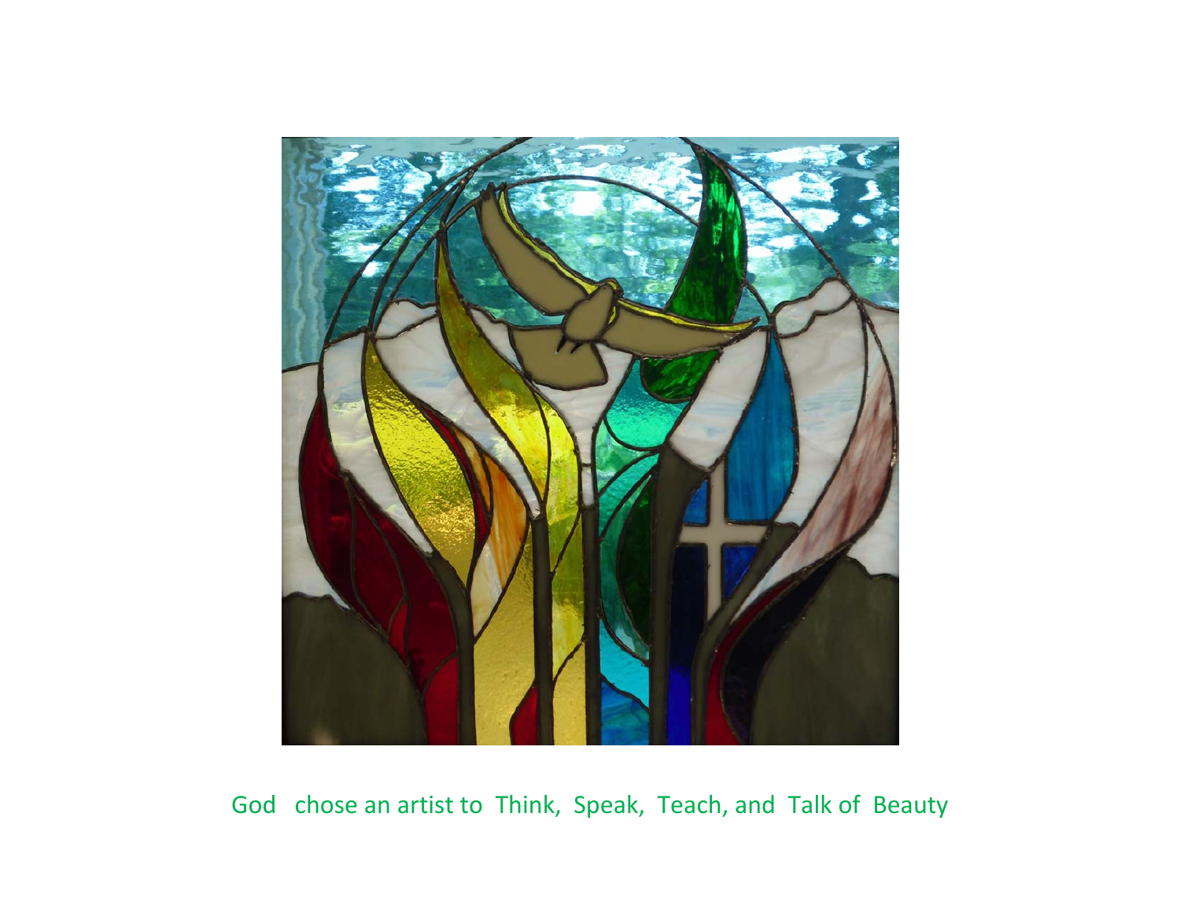God chose an artist to Think, Speak, Teach, and Talk of Beauty